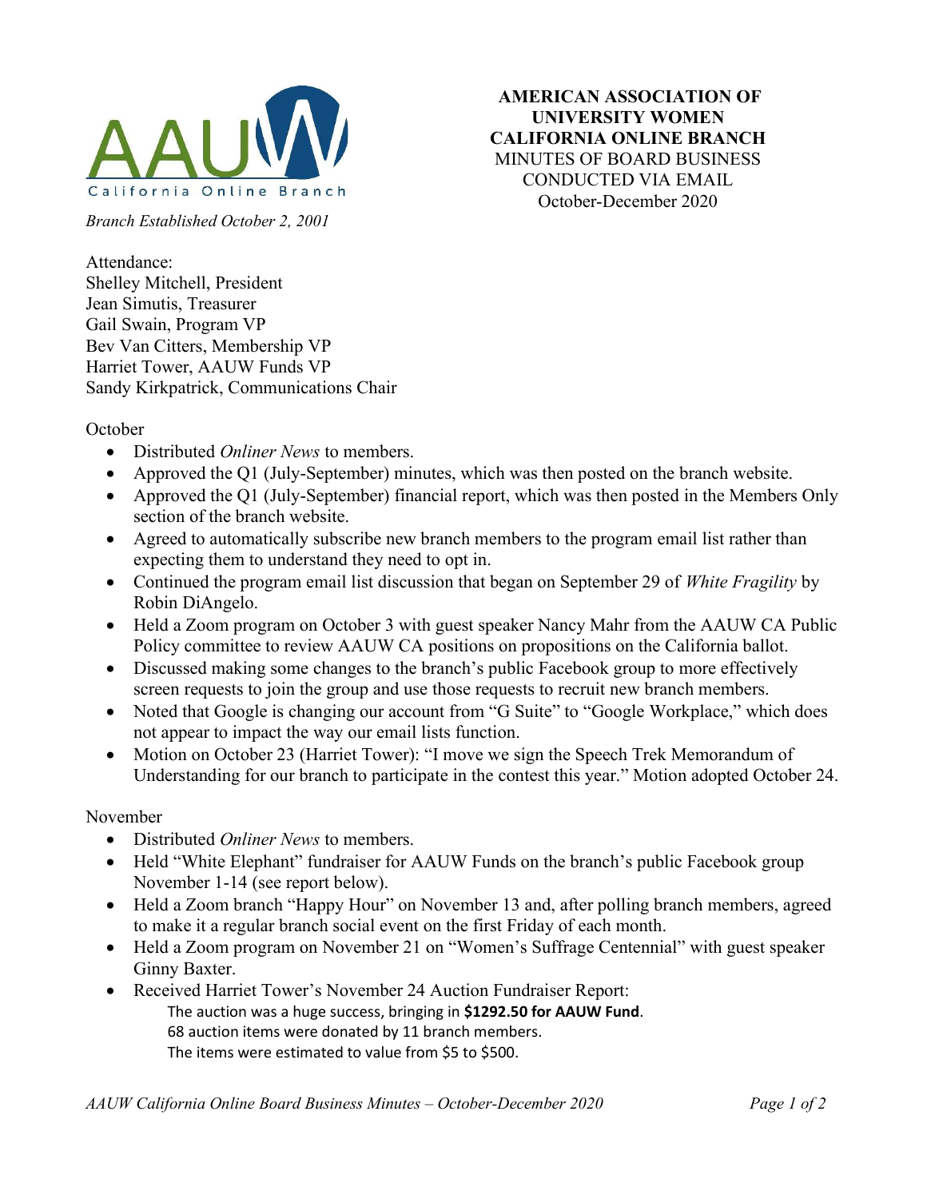AAUW California Online Branch

*Branch Established October 2, 2001*

**AMERICAN ASSOCIATION OF UNIVERSITY WOMEN CALIFORNIA ONLINE BRANCH**
MINUTES OF BOARD BUSINESS CONDUCTED VIA EMAIL
October-December 2020

Attendance:
Shelley Mitchell, President
Jean Simutis, Treasurer
Gail Swain, Program VP
Bev Van Citters, Membership VP
Harriet Tower, AAUW Funds VP
Sandy Kirkpatrick, Communications Chair

October

- Distributed *Onliner News* to members.
- Approved the Q1 (July-September) minutes, which was then posted on the branch website.
- Approved the Q1 (July-September) financial report, which was then posted in the Members Only section of the branch website.
- Agreed to automatically subscribe new branch members to the program email list rather than expecting them to understand they need to opt in.
- Continued the program email list discussion that began on September 29 of *White Fragility* by Robin DiAngelo.
- Held a Zoom program on October 3 with guest speaker Nancy Mahr from the AAUW CA Public Policy committee to review AAUW CA positions on propositions on the California ballot.
- Discussed making some changes to the branch's public Facebook group to more effectively screen requests to join the group and use those requests to recruit new branch members.
- Noted that Google is changing our account from "G Suite" to "Google Workplace," which does not appear to impact the way our email lists function.
- Motion on October 23 (Harriet Tower): "I move we sign the Speech Trek Memorandum of Understanding for our branch to participate in the contest this year." Motion adopted October 24.

November

- Distributed *Onliner News* to members.
- Held "White Elephant" fundraiser for AAUW Funds on the branch's public Facebook group November 1-14 (see report below).
- Held a Zoom branch "Happy Hour" on November 13 and, after polling branch members, agreed to make it a regular branch social event on the first Friday of each month.
- Held a Zoom program on November 21 on "Women's Suffrage Centennial" with guest speaker Ginny Baxter.
- Received Harriet Tower's November 24 Auction Fundraiser Report:
  The auction was a huge success, bringing in **$1292.50 for AAUW Fund**.
  68 auction items were donated by 11 branch members.
  The items were estimated to value from $5 to $500.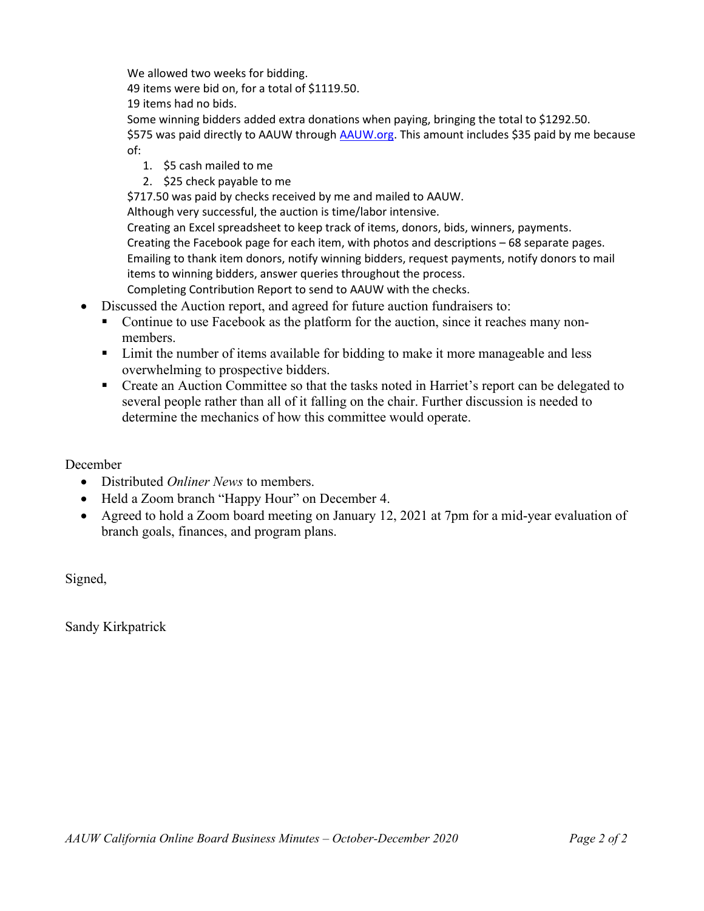We allowed two weeks for bidding.
49 items were bid on, for a total of $1119.50.
19 items had no bids.
Some winning bidders added extra donations when paying, bringing the total to $1292.50.
$575 was paid directly to AAUW through AAUW.org. This amount includes $35 paid by me because of:

1. $5 cash mailed to me
2. $25 check payable to me

$717.50 was paid by checks received by me and mailed to AAUW.
Although very successful, the auction is time/labor intensive.
Creating an Excel spreadsheet to keep track of items, donors, bids, winners, payments.
Creating the Facebook page for each item, with photos and descriptions – 68 separate pages.
Emailing to thank item donors, notify winning bidders, request payments, notify donors to mail items to winning bidders, answer queries throughout the process.
Completing Contribution Report to send to AAUW with the checks.

- Discussed the Auction report, and agreed for future auction fundraisers to:
  - Continue to use Facebook as the platform for the auction, since it reaches many non-members.
  - Limit the number of items available for bidding to make it more manageable and less overwhelming to prospective bidders.
  - Create an Auction Committee so that the tasks noted in Harriet's report can be delegated to several people rather than all of it falling on the chair. Further discussion is needed to determine the mechanics of how this committee would operate.

December

- Distributed *Onliner News* to members.
- Held a Zoom branch "Happy Hour" on December 4.
- Agreed to hold a Zoom board meeting on January 12, 2021 at 7pm for a mid-year evaluation of branch goals, finances, and program plans.

Signed,

Sandy Kirkpatrick